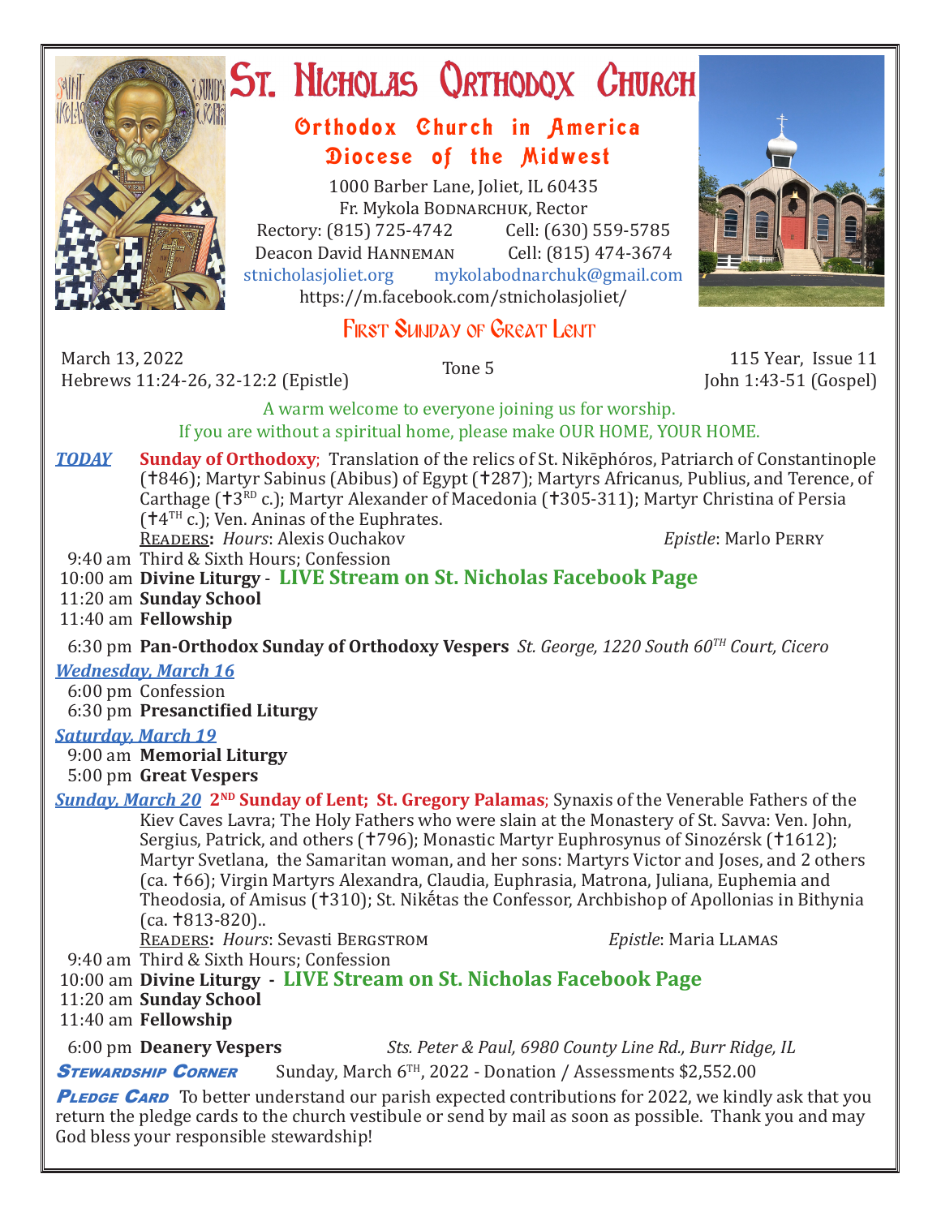# St. Nicholas Orthodox Church

## Orthodox Church in America
## Diocese of the Midwest

1000 Barber Lane, Joliet, IL 60435
Fr. Mykola Bodnarchuk, Rector
Rectory: (815) 725-4742 Cell: (630) 559-5785
Deacon David Hanneman Cell: (815) 474-3674
stnicholasjoliet.org mykolabodnarchuk@gmail.com
https://m.facebook.com/stnicholasjoliet/

## First Sunday of Great Lent

March 13, 2022
Hebrews 11:24-26, 32-12:2 (Epistle)

Tone 5

115 Year, Issue 11
John 1:43-51 (Gospel)

A warm welcome to everyone joining us for worship.
If you are without a spiritual home, please make OUR HOME, YOUR HOME.

***TODAY*** **Sunday of Orthodoxy**; Translation of the relics of St. Nikēphóros, Patriarch of Constantinople (✝846); Martyr Sabinus (Abibus) of Egypt (✝287); Martyrs Africanus, Publius, and Terence, of Carthage (✝3RD c.); Martyr Alexander of Macedonia (✝305-311); Martyr Christina of Persia (✝4TH c.); Ven. Aninas of the Euphrates.

Readers**:** *Hours*: Alexis Ouchakov *Epistle*: Marlo Perry

9:40 am Third & Sixth Hours; Confession
10:00 am **Divine Liturgy** - **LIVE Stream on St. Nicholas Facebook Page**
11:20 am **Sunday School**
11:40 am **Fellowship**

6:30 pm **Pan-Orthodox Sunday of Orthodoxy Vespers** *St. George, 1220 South 60TH Court, Cicero*

***Wednesday, March 16***
6:00 pm Confession
6:30 pm **Presanctified Liturgy**

***Saturday, March 19***
9:00 am **Memorial Liturgy**
5:00 pm **Great Vespers**

***Sunday, March 20*** **2ND Sunday of Lent; St. Gregory Palamas**; Synaxis of the Venerable Fathers of the Kiev Caves Lavra; The Holy Fathers who were slain at the Monastery of St. Savva: Ven. John, Sergius, Patrick, and others (✝796); Monastic Martyr Euphrosynus of Sinozérsk (✝1612); Martyr Svetlana, the Samaritan woman, and her sons: Martyrs Victor and Joses, and 2 others (ca. ✝66); Virgin Martyrs Alexandra, Claudia, Euphrasia, Matrona, Juliana, Euphemia and Theodosia, of Amisus (✝310); St. Nikḗtas the Confessor, Archbishop of Apollonias in Bithynia (ca. ✝813-820)..

Readers**:** *Hours*: Sevasti Bergstrom *Epistle*: Maria Llamas

9:40 am Third & Sixth Hours; Confession
10:00 am **Divine Liturgy** - **LIVE Stream on St. Nicholas Facebook Page**
11:20 am **Sunday School**
11:40 am **Fellowship**

6:00 pm **Deanery Vespers** *Sts. Peter & Paul, 6980 County Line Rd., Burr Ridge, IL*

***Stewardship Corner*** Sunday, March 6TH, 2022 - Donation / Assessments $2,552.00

***Pledge Card*** To better understand our parish expected contributions for 2022, we kindly ask that you return the pledge cards to the church vestibule or send by mail as soon as possible. Thank you and may God bless your responsible stewardship!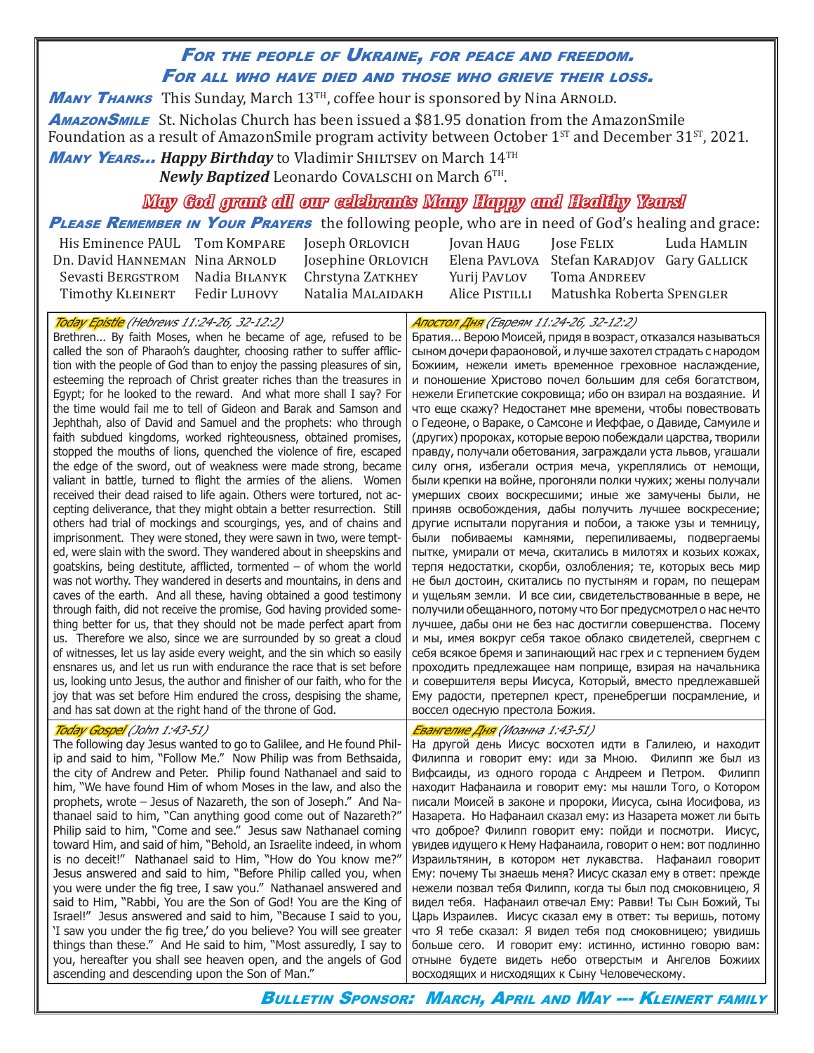## *For the people of Ukraine, for peace and freedom.*
## *For all who have died and those who grieve their loss.*

***Many Thanks*** This Sunday, March 13TH, coffee hour is sponsored by Nina Arnold.

***AmazonSmile*** St. Nicholas Church has been issued a $81.95 donation from the AmazonSmile Foundation as a result of AmazonSmile program activity between October 1ST and December 31ST, 2021.

***Many Years...*** ***Happy Birthday*** to Vladimir Shiltsev on March 14TH

***Newly Baptized*** Leonardo Covalschi on March 6TH.

***May God grant all our celebrants Many Happy and Healthy Years!***

***Please Remember in Your Prayers*** the following people, who are in need of God's healing and grace:

| | | | | | |
|---|---|---|---|---|---|
| His Eminence PAUL | Tom Kompare | Joseph Orlovich | Jovan Haug | Jose Felix | Luda Hamlin |
| Dn. David Hanneman | Nina Arnold | Josephine Orlovich | Elena Pavlova | Stefan Karadjov | Gary Gallick |
| Sevasti Bergstrom | Nadia Bilanyk | Chrstyna Zatkhey | Yurij Pavlov | Toma Andreev | |
| Timothy Kleinert | Fedir Luhovy | Natalia Malaidakh | Alice Pistilli | Matushka Roberta Spengler | |

*Today Epistle (Hebrews 11:24-26, 32-12:2)*

Brethren... By faith Moses, when he became of age, refused to be called the son of Pharaoh's daughter, choosing rather to suffer affliction with the people of God than to enjoy the passing pleasures of sin, esteeming the reproach of Christ greater riches than the treasures in Egypt; for he looked to the reward. And what more shall I say? For the time would fail me to tell of Gideon and Barak and Samson and Jephthah, also of David and Samuel and the prophets: who through faith subdued kingdoms, worked righteousness, obtained promises, stopped the mouths of lions, quenched the violence of fire, escaped the edge of the sword, out of weakness were made strong, became valiant in battle, turned to flight the armies of the aliens. Women received their dead raised to life again. Others were tortured, not accepting deliverance, that they might obtain a better resurrection. Still others had trial of mockings and scourgings, yes, and of chains and imprisonment. They were stoned, they were sawn in two, were tempted, were slain with the sword. They wandered about in sheepskins and goatskins, being destitute, afflicted, tormented – of whom the world was not worthy. They wandered in deserts and mountains, in dens and caves of the earth. And all these, having obtained a good testimony through faith, did not receive the promise, God having provided something better for us, that they should not be made perfect apart from us. Therefore we also, since we are surrounded by so great a cloud of witnesses, let us lay aside every weight, and the sin which so easily ensnares us, and let us run with endurance the race that is set before us, looking unto Jesus, the author and finisher of our faith, who for the joy that was set before Him endured the cross, despising the shame, and has sat down at the right hand of the throne of God.

*Апостол Дня (Евреям 11:24-26, 32-12:2)*

Братия... Верою Моисей, придя в возраст, отказался называться сыном дочери фараоновой, и лучше захотел страдать с народом Божиим, нежели иметь временное греховное наслаждение, и поношение Христово почел большим для себя богатством, нежели Египетские сокровища; ибо он взирал на воздаяние. И что еще скажу? Недостанет мне времени, чтобы повествовать о Гедеоне, о Вараке, о Самсоне и Иеффае, о Давиде, Самуиле и (других) пророках, которые верою побеждали царства, творили правду, получали обетования, заграждали уста львов, угашали силу огня, избегали острия меча, укреплялись от немощи, были крепки на войне, прогоняли полки чужих; жены получали умерших своих воскресшими; иные же замучены были, не приняв освобождения, дабы получить лучшее воскресение; другие испытали поругания и побои, а также узы и темницу, были побиваемы камнями, перепиливаемы, подвергаемы пытке, умирали от меча, скитались в милотях и козьих кожах, терпя недостатки, скорби, озлобления; те, которых весь мир не был достоин, скитались по пустыням и горам, по пещерам и ущельям земли. И все сии, свидетельствованные в вере, не получили обещанного, потому что Бог предусмотрел о нас нечто лучшее, дабы они не без нас достигли совершенства. Посему и мы, имея вокруг себя такое облако свидетелей, свергнем с себя всякое бремя и запинающий нас грех и с терпением будем проходить предлежащее нам поприще, взирая на начальника и совершителя веры Иисуса, Который, вместо предлежавшей Ему радости, претерпел крест, пренебрегши посрамление, и воссел одесную престола Божия.

*Today Gospel (John 1:43-51)*

The following day Jesus wanted to go to Galilee, and He found Philip and said to him, "Follow Me." Now Philip was from Bethsaida, the city of Andrew and Peter. Philip found Nathanael and said to him, "We have found Him of whom Moses in the law, and also the prophets, wrote – Jesus of Nazareth, the son of Joseph." And Nathanael said to him, "Can anything good come out of Nazareth?" Philip said to him, "Come and see." Jesus saw Nathanael coming toward Him, and said of him, "Behold, an Israelite indeed, in whom is no deceit!" Nathanael said to Him, "How do You know me?" Jesus answered and said to him, "Before Philip called you, when you were under the fig tree, I saw you." Nathanael answered and said to Him, "Rabbi, You are the Son of God! You are the King of Israel!" Jesus answered and said to him, "Because I said to you, 'I saw you under the fig tree,' do you believe? You will see greater things than these." And He said to him, "Most assuredly, I say to you, hereafter you shall see heaven open, and the angels of God ascending and descending upon the Son of Man."

*Евангелие Дня (Иоанна 1:43-51)*

На другой день Иисус восхотел идти в Галилею, и находит Филиппа и говорит ему: иди за Мною. Филипп же был из Вифсаиды, из одного города с Андреем и Петром. Филипп находит Нафанаила и говорит ему: мы нашли Того, о Котором писали Моисей в законе и пророки, Иисуса, сына Иосифова, из Назарета. Но Нафанаил сказал ему: из Назарета может ли быть что доброе? Филипп говорит ему: пойди и посмотри. Иисус, увидев идущего к Нему Нафанаила, говорит о нем: вот подлинно Израильтянин, в котором нет лукавства. Нафанаил говорит Ему: почему Ты знаешь меня? Иисус сказал ему в ответ: прежде нежели позвал тебя Филипп, когда ты был под смоковницею, Я видел тебя. Нафанаил отвечал Ему: Равви! Ты Сын Божий, Ты Царь Израилев. Иисус сказал ему в ответ: ты веришь, потому что Я тебе сказал: Я видел тебя под смоковницею; увидишь больше сего. И говорит ему: истинно, истинно говорю вам: отныне будете видеть небо отверстым и Ангелов Божиих восходящих и нисходящих к Сыну Человеческому.

***Bulletin Sponsor: March, April and May --- Kleinert family***